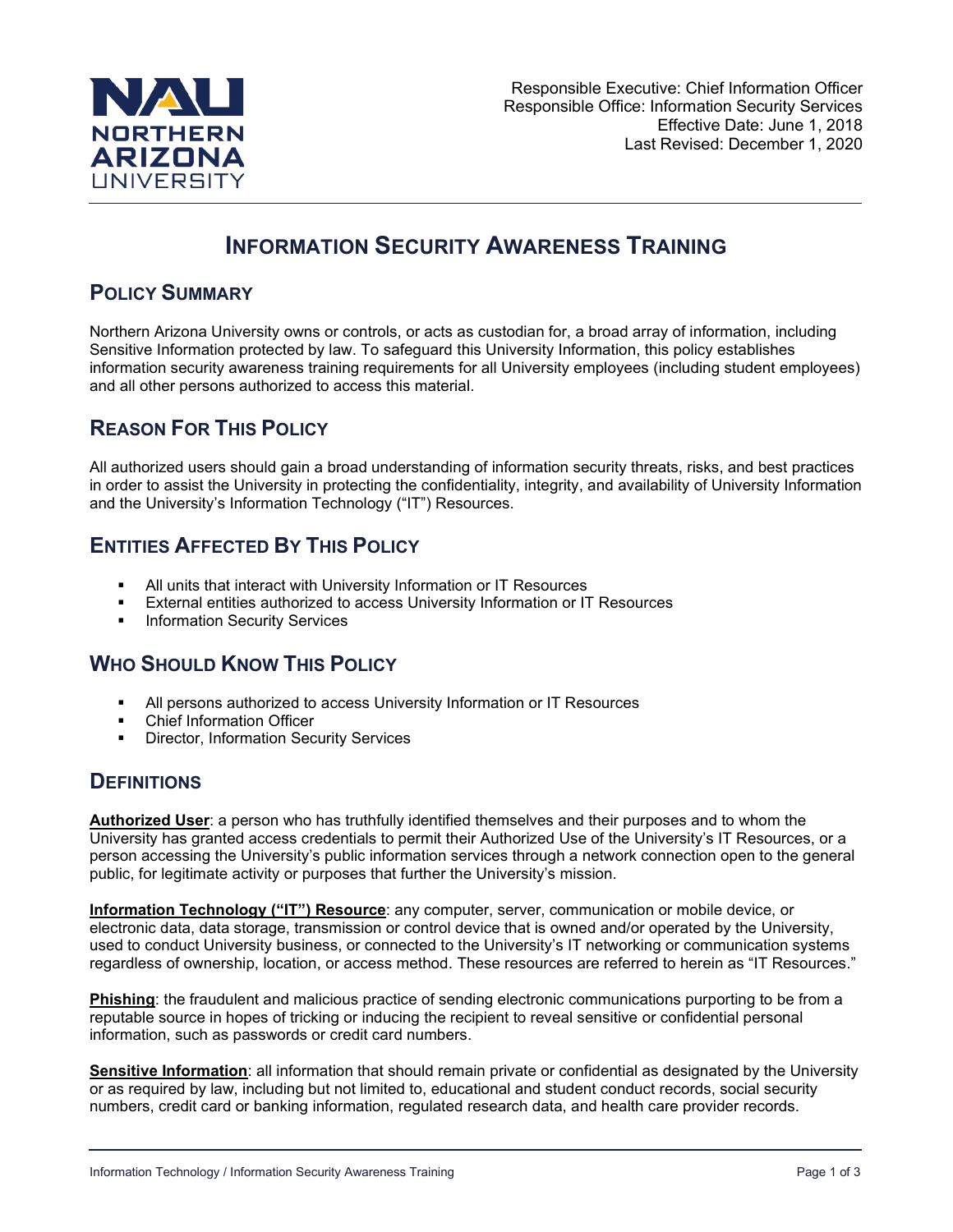Responsible Executive: Chief Information Officer
Responsible Office: Information Security Services
Effective Date: June 1, 2018
Last Revised: December 1, 2020

# INFORMATION SECURITY AWARENESS TRAINING

## POLICY SUMMARY

Northern Arizona University owns or controls, or acts as custodian for, a broad array of information, including Sensitive Information protected by law. To safeguard this University Information, this policy establishes information security awareness training requirements for all University employees (including student employees) and all other persons authorized to access this material.

## REASON FOR THIS POLICY

All authorized users should gain a broad understanding of information security threats, risks, and best practices in order to assist the University in protecting the confidentiality, integrity, and availability of University Information and the University's Information Technology ("IT") Resources.

## ENTITIES AFFECTED BY THIS POLICY

- All units that interact with University Information or IT Resources
- External entities authorized to access University Information or IT Resources
- Information Security Services

## WHO SHOULD KNOW THIS POLICY

- All persons authorized to access University Information or IT Resources
- Chief Information Officer
- Director, Information Security Services

## DEFINITIONS

**Authorized User**: a person who has truthfully identified themselves and their purposes and to whom the University has granted access credentials to permit their Authorized Use of the University's IT Resources, or a person accessing the University's public information services through a network connection open to the general public, for legitimate activity or purposes that further the University's mission.

**Information Technology ("IT") Resource**: any computer, server, communication or mobile device, or electronic data, data storage, transmission or control device that is owned and/or operated by the University, used to conduct University business, or connected to the University's IT networking or communication systems regardless of ownership, location, or access method. These resources are referred to herein as "IT Resources."

**Phishing**: the fraudulent and malicious practice of sending electronic communications purporting to be from a reputable source in hopes of tricking or inducing the recipient to reveal sensitive or confidential personal information, such as passwords or credit card numbers.

**Sensitive Information**: all information that should remain private or confidential as designated by the University or as required by law, including but not limited to, educational and student conduct records, social security numbers, credit card or banking information, regulated research data, and health care provider records.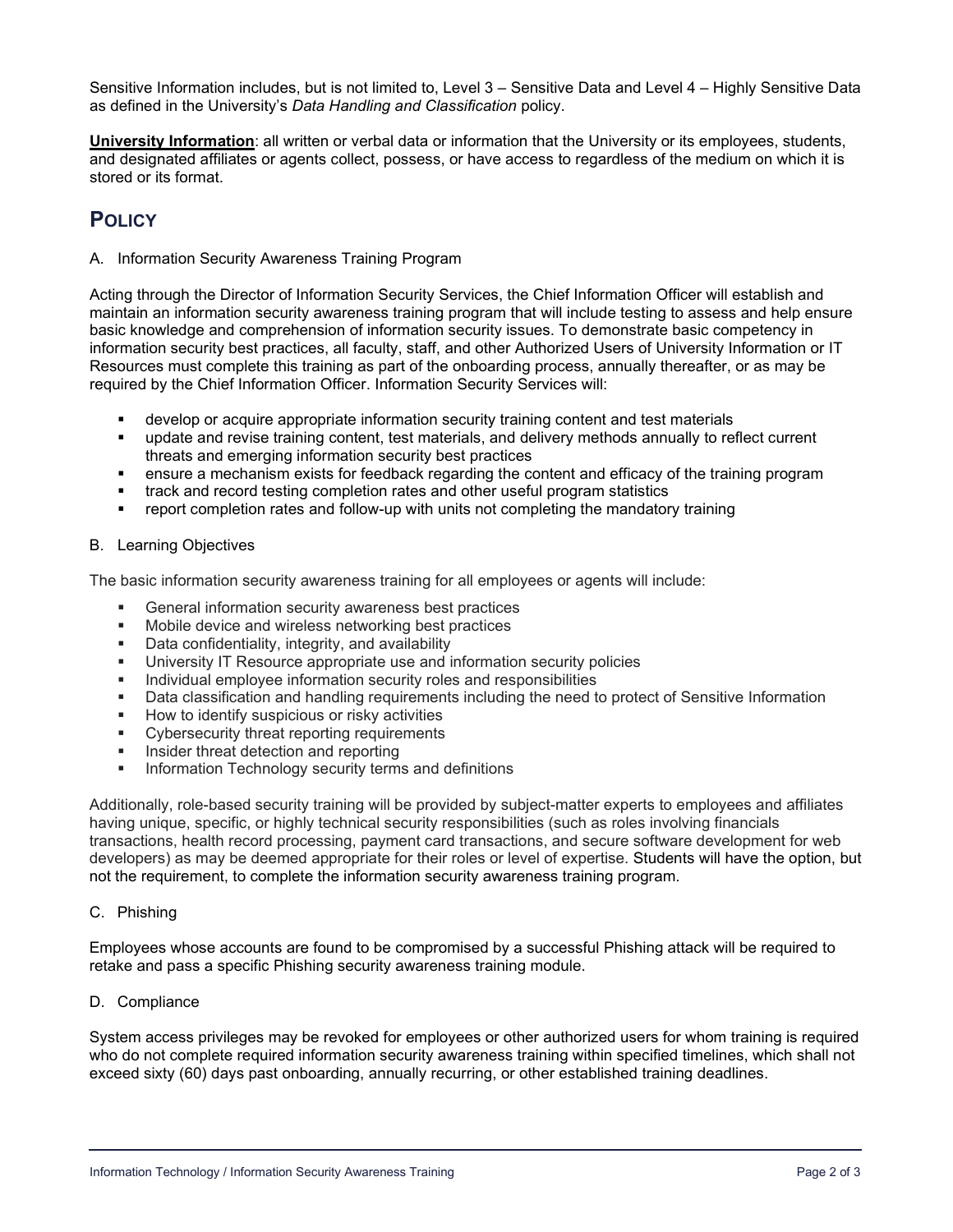Sensitive Information includes, but is not limited to, Level 3 – Sensitive Data and Level 4 – Highly Sensitive Data as defined in the University's *Data Handling and Classification* policy.

**University Information**: all written or verbal data or information that the University or its employees, students, and designated affiliates or agents collect, possess, or have access to regardless of the medium on which it is stored or its format.

## POLICY

A. Information Security Awareness Training Program

Acting through the Director of Information Security Services, the Chief Information Officer will establish and maintain an information security awareness training program that will include testing to assess and help ensure basic knowledge and comprehension of information security issues. To demonstrate basic competency in information security best practices, all faculty, staff, and other Authorized Users of University Information or IT Resources must complete this training as part of the onboarding process, annually thereafter, or as may be required by the Chief Information Officer. Information Security Services will:

- develop or acquire appropriate information security training content and test materials
- update and revise training content, test materials, and delivery methods annually to reflect current threats and emerging information security best practices
- ensure a mechanism exists for feedback regarding the content and efficacy of the training program
- track and record testing completion rates and other useful program statistics
- report completion rates and follow-up with units not completing the mandatory training

B. Learning Objectives

The basic information security awareness training for all employees or agents will include:

- General information security awareness best practices
- Mobile device and wireless networking best practices
- Data confidentiality, integrity, and availability
- University IT Resource appropriate use and information security policies
- Individual employee information security roles and responsibilities
- Data classification and handling requirements including the need to protect of Sensitive Information
- How to identify suspicious or risky activities
- Cybersecurity threat reporting requirements
- Insider threat detection and reporting
- Information Technology security terms and definitions

Additionally, role-based security training will be provided by subject-matter experts to employees and affiliates having unique, specific, or highly technical security responsibilities (such as roles involving financials transactions, health record processing, payment card transactions, and secure software development for web developers) as may be deemed appropriate for their roles or level of expertise. Students will have the option, but not the requirement, to complete the information security awareness training program.

C. Phishing

Employees whose accounts are found to be compromised by a successful Phishing attack will be required to retake and pass a specific Phishing security awareness training module.

D. Compliance

System access privileges may be revoked for employees or other authorized users for whom training is required who do not complete required information security awareness training within specified timelines, which shall not exceed sixty (60) days past onboarding, annually recurring, or other established training deadlines.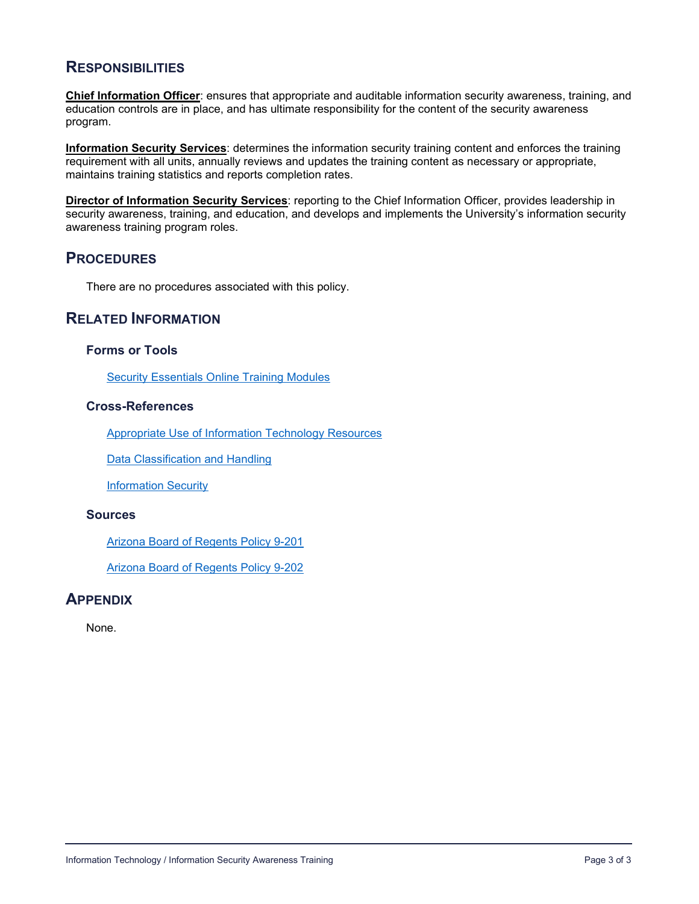## Responsibilities

**Chief Information Officer**: ensures that appropriate and auditable information security awareness, training, and education controls are in place, and has ultimate responsibility for the content of the security awareness program.

**Information Security Services**: determines the information security training content and enforces the training requirement with all units, annually reviews and updates the training content as necessary or appropriate, maintains training statistics and reports completion rates.

**Director of Information Security Services**: reporting to the Chief Information Officer, provides leadership in security awareness, training, and education, and develops and implements the University's information security awareness training program roles.

## Procedures

There are no procedures associated with this policy.

## Related Information

### Forms or Tools

Security Essentials Online Training Modules

### Cross-References

Appropriate Use of Information Technology Resources

Data Classification and Handling

Information Security

### Sources

Arizona Board of Regents Policy 9-201

Arizona Board of Regents Policy 9-202

## Appendix

None.